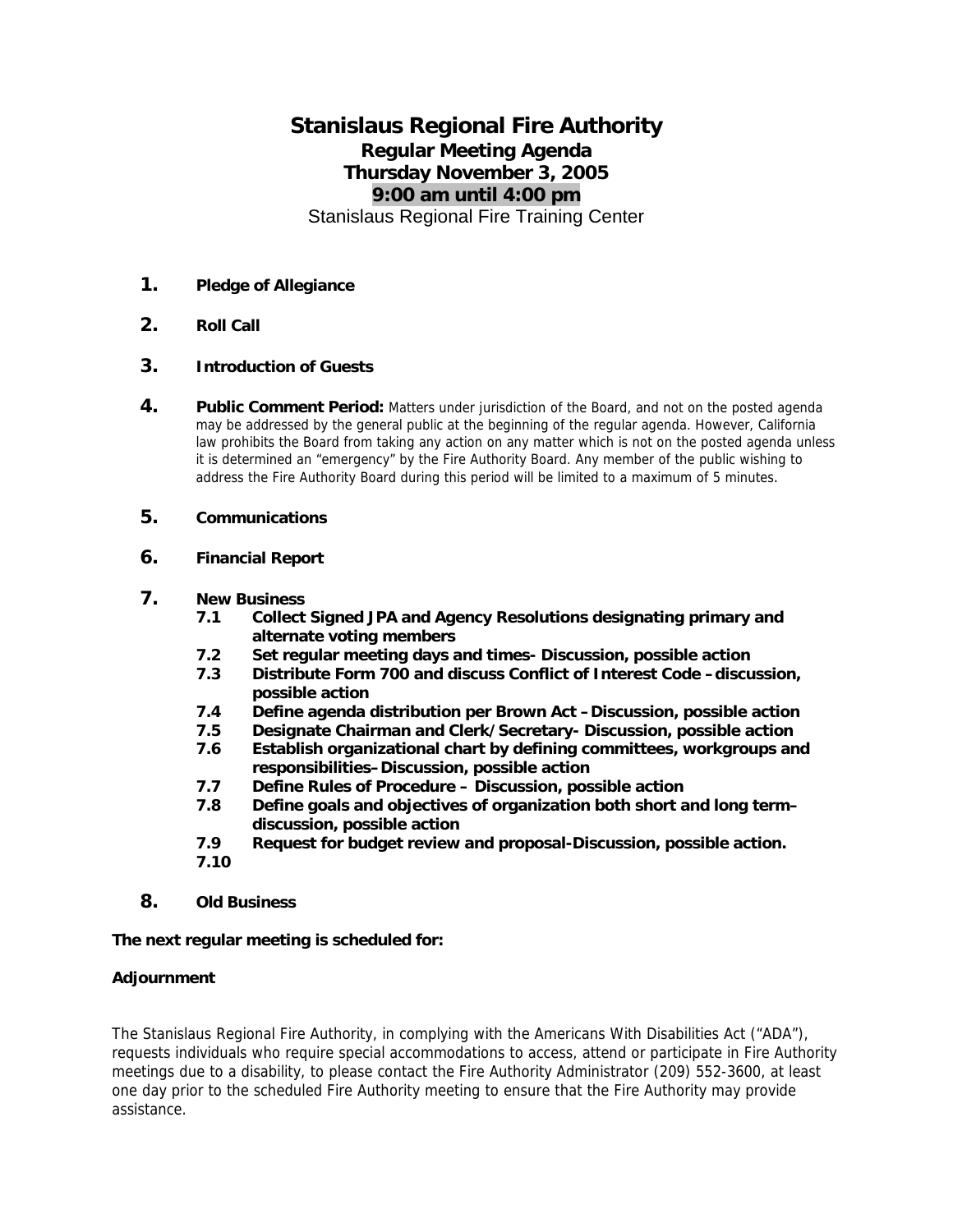# Stanislaus Regional Fire Authority

## Regular Meeting Agenda

## Thursday November 3, 2005

## 9:00 am until 4:00 pm

Stanislaus Regional Fire Training Center

1. **Pledge of Allegiance**

2. **Roll Call**

3. **Introduction of Guests**

4. **Public Comment Period:** Matters under jurisdiction of the Board, and not on the posted agenda may be addressed by the general public at the beginning of the regular agenda. However, California law prohibits the Board from taking any action on any matter which is not on the posted agenda unless it is determined an "emergency" by the Fire Authority Board. Any member of the public wishing to address the Fire Authority Board during this period will be limited to a maximum of 5 minutes.

5. **Communications**

6. **Financial Report**

7. **New Business**
   - **7.1 Collect Signed JPA and Agency Resolutions designating primary and alternate voting members**
   - **7.2 Set regular meeting days and times- Discussion, possible action**
   - **7.3 Distribute Form 700 and discuss Conflict of Interest Code –discussion, possible action**
   - **7.4 Define agenda distribution per Brown Act –Discussion, possible action**
   - **7.5 Designate Chairman and Clerk/Secretary- Discussion, possible action**
   - **7.6 Establish organizational chart by defining committees, workgroups and responsibilities–Discussion, possible action**
   - **7.7 Define Rules of Procedure – Discussion, possible action**
   - **7.8 Define goals and objectives of organization both short and long term– discussion, possible action**
   - **7.9 Request for budget review and proposal-Discussion, possible action.**
   - **7.10**

8. **Old Business**

**The next regular meeting is scheduled for:**

**Adjournment**

The Stanislaus Regional Fire Authority, in complying with the Americans With Disabilities Act ("ADA"), requests individuals who require special accommodations to access, attend or participate in Fire Authority meetings due to a disability, to please contact the Fire Authority Administrator (209) 552-3600, at least one day prior to the scheduled Fire Authority meeting to ensure that the Fire Authority may provide assistance.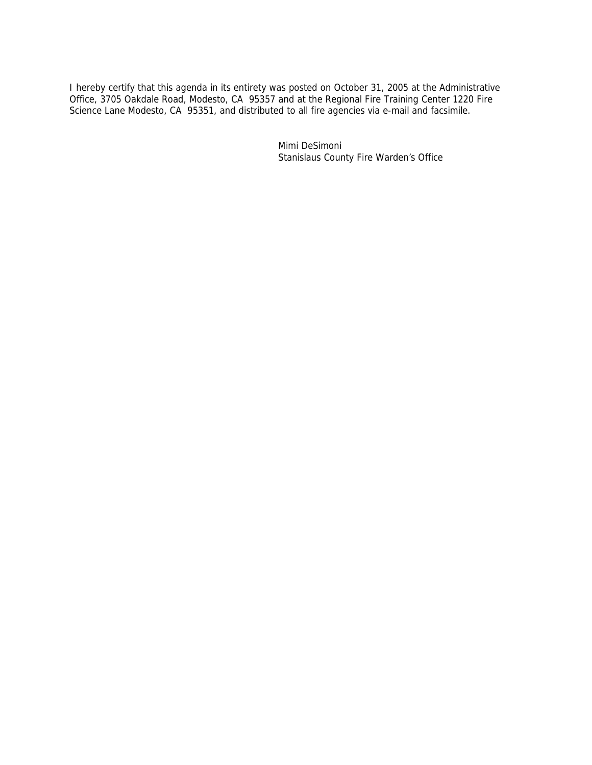I hereby certify that this agenda in its entirety was posted on October 31, 2005 at the Administrative Office, 3705 Oakdale Road, Modesto, CA 95357 and at the Regional Fire Training Center 1220 Fire Science Lane Modesto, CA 95351, and distributed to all fire agencies via e-mail and facsimile.

Mimi DeSimoni
Stanislaus County Fire Warden's Office